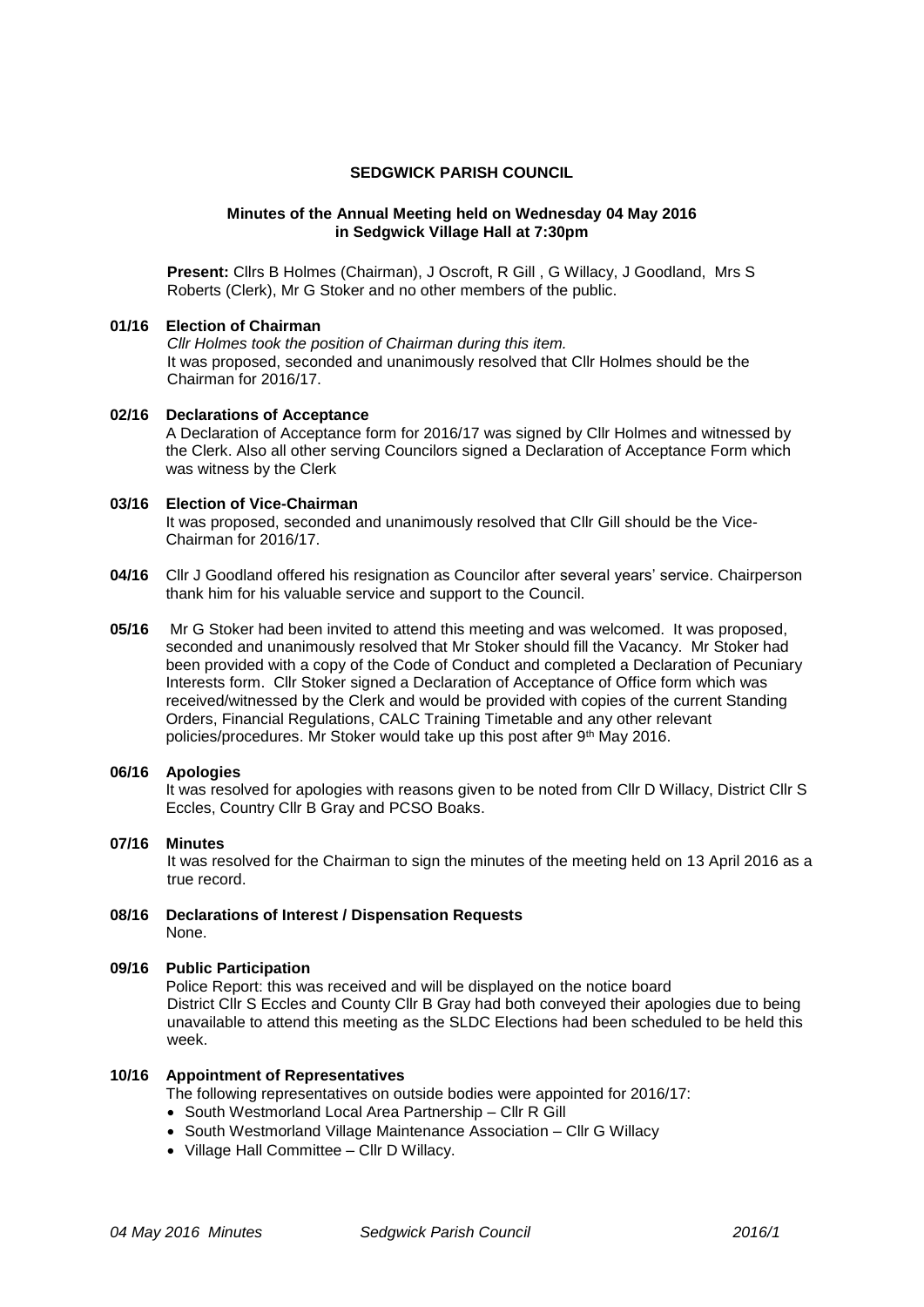**SEDGWICK PARISH COUNCIL**

**Minutes of the Annual Meeting held on Wednesday 04 May 2016 in Sedgwick Village Hall at 7:30pm**

**Present:** Cllrs B Holmes (Chairman), J Oscroft, R Gill , G Willacy, J Goodland, Mrs S Roberts (Clerk), Mr G Stoker and no other members of the public.

**01/16 Election of Chairman**

*Cllr Holmes took the position of Chairman during this item.*
It was proposed, seconded and unanimously resolved that Cllr Holmes should be the Chairman for 2016/17.

**02/16 Declarations of Acceptance**

A Declaration of Acceptance form for 2016/17 was signed by Cllr Holmes and witnessed by the Clerk. Also all other serving Councilors signed a Declaration of Acceptance Form which was witness by the Clerk

**03/16 Election of Vice-Chairman**

It was proposed, seconded and unanimously resolved that Cllr Gill should be the Vice-Chairman for 2016/17.

**04/16** Cllr J Goodland offered his resignation as Councilor after several years' service. Chairperson thank him for his valuable service and support to the Council.

**05/16** Mr G Stoker had been invited to attend this meeting and was welcomed. It was proposed, seconded and unanimously resolved that Mr Stoker should fill the Vacancy. Mr Stoker had been provided with a copy of the Code of Conduct and completed a Declaration of Pecuniary Interests form. Cllr Stoker signed a Declaration of Acceptance of Office form which was received/witnessed by the Clerk and would be provided with copies of the current Standing Orders, Financial Regulations, CALC Training Timetable and any other relevant policies/procedures. Mr Stoker would take up this post after 9th May 2016.

**06/16 Apologies**

It was resolved for apologies with reasons given to be noted from Cllr D Willacy, District Cllr S Eccles, Country Cllr B Gray and PCSO Boaks.

**07/16 Minutes**

It was resolved for the Chairman to sign the minutes of the meeting held on 13 April 2016 as a true record.

**08/16 Declarations of Interest / Dispensation Requests**

None.

**09/16 Public Participation**

Police Report: this was received and will be displayed on the notice board
District Cllr S Eccles and County Cllr B Gray had both conveyed their apologies due to being unavailable to attend this meeting as the SLDC Elections had been scheduled to be held this week.

**10/16 Appointment of Representatives**

The following representatives on outside bodies were appointed for 2016/17:

- South Westmorland Local Area Partnership – Cllr R Gill
- South Westmorland Village Maintenance Association – Cllr G Willacy
- Village Hall Committee – Cllr D Willacy.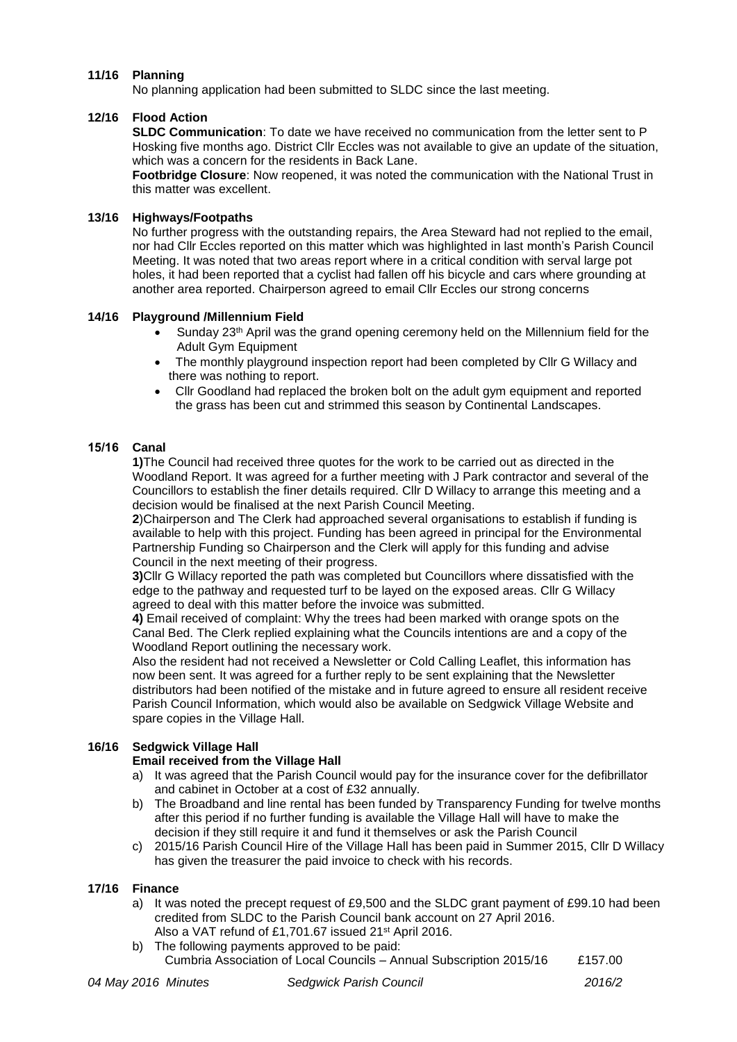### 11/16 Planning

No planning application had been submitted to SLDC since the last meeting.

### 12/16 Flood Action

**SLDC Communication**: To date we have received no communication from the letter sent to P Hosking five months ago. District Cllr Eccles was not available to give an update of the situation, which was a concern for the residents in Back Lane.

**Footbridge Closure**: Now reopened, it was noted the communication with the National Trust in this matter was excellent.

### 13/16 Highways/Footpaths

No further progress with the outstanding repairs, the Area Steward had not replied to the email, nor had Cllr Eccles reported on this matter which was highlighted in last month's Parish Council Meeting. It was noted that two areas report where in a critical condition with serval large pot holes, it had been reported that a cyclist had fallen off his bicycle and cars where grounding at another area reported. Chairperson agreed to email Cllr Eccles our strong concerns

### 14/16 Playground /Millennium Field

- Sunday 23th April was the grand opening ceremony held on the Millennium field for the Adult Gym Equipment
- The monthly playground inspection report had been completed by Cllr G Willacy and there was nothing to report.
- Cllr Goodland had replaced the broken bolt on the adult gym equipment and reported the grass has been cut and strimmed this season by Continental Landscapes.

### 15/16 Canal

**1)**The Council had received three quotes for the work to be carried out as directed in the Woodland Report. It was agreed for a further meeting with J Park contractor and several of the Councillors to establish the finer details required. Cllr D Willacy to arrange this meeting and a decision would be finalised at the next Parish Council Meeting.

**2**)Chairperson and The Clerk had approached several organisations to establish if funding is available to help with this project. Funding has been agreed in principal for the Environmental Partnership Funding so Chairperson and the Clerk will apply for this funding and advise Council in the next meeting of their progress.

**3)**Cllr G Willacy reported the path was completed but Councillors where dissatisfied with the edge to the pathway and requested turf to be layed on the exposed areas. Cllr G Willacy agreed to deal with this matter before the invoice was submitted.

**4)** Email received of complaint: Why the trees had been marked with orange spots on the Canal Bed. The Clerk replied explaining what the Councils intentions are and a copy of the Woodland Report outlining the necessary work.

Also the resident had not received a Newsletter or Cold Calling Leaflet, this information has now been sent. It was agreed for a further reply to be sent explaining that the Newsletter distributors had been notified of the mistake and in future agreed to ensure all resident receive Parish Council Information, which would also be available on Sedgwick Village Website and spare copies in the Village Hall.

### 16/16 Sedgwick Village Hall

**Email received from the Village Hall**

a) It was agreed that the Parish Council would pay for the insurance cover for the defibrillator and cabinet in October at a cost of £32 annually.
b) The Broadband and line rental has been funded by Transparency Funding for twelve months after this period if no further funding is available the Village Hall will have to make the decision if they still require it and fund it themselves or ask the Parish Council
c) 2015/16 Parish Council Hire of the Village Hall has been paid in Summer 2015, Cllr D Willacy has given the treasurer the paid invoice to check with his records.

### 17/16 Finance

a) It was noted the precept request of £9,500 and the SLDC grant payment of £99.10 had been credited from SLDC to the Parish Council bank account on 27 April 2016.
   Also a VAT refund of £1,701.67 issued 21st April 2016.
b) The following payments approved to be paid:
   Cumbria Association of Local Councils – Annual Subscription 2015/16 £157.00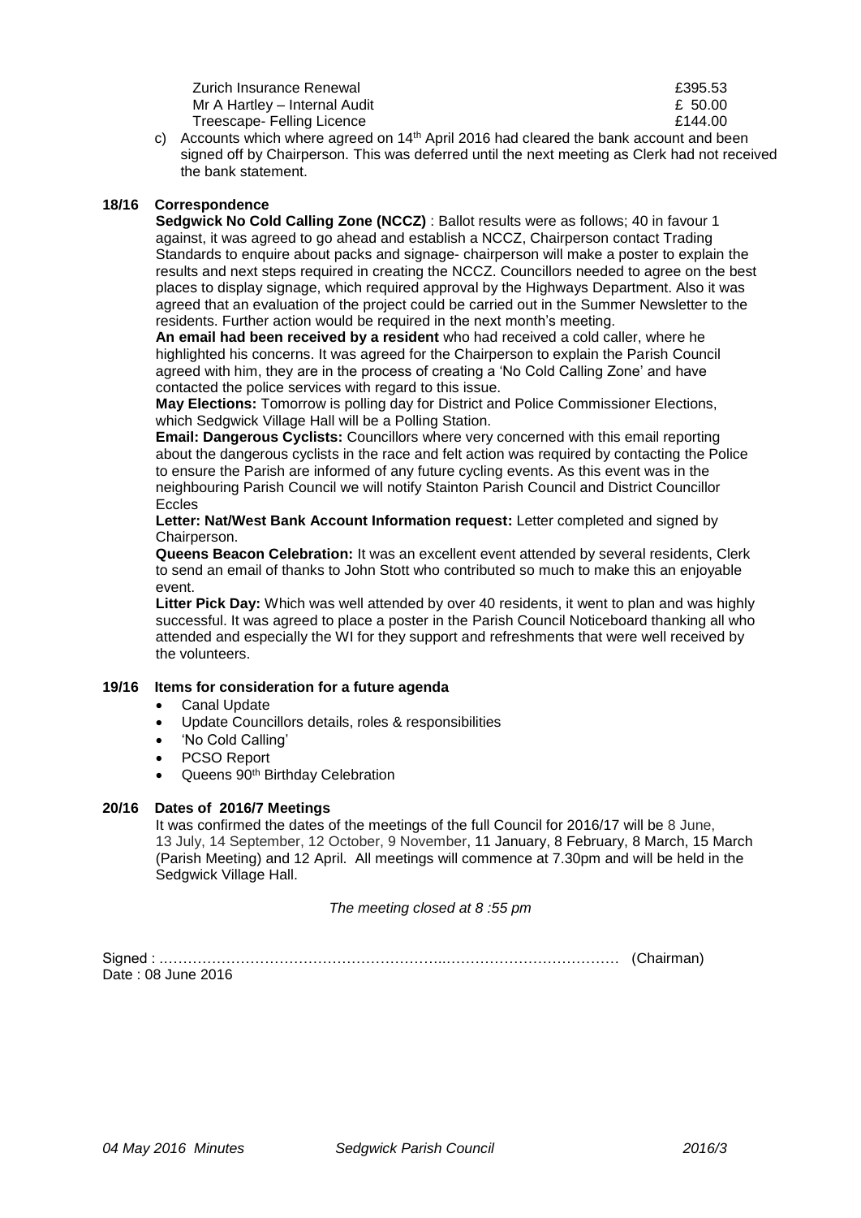| | |
|---|---|
| Zurich Insurance Renewal | £395.53 |
| Mr A Hartley – Internal Audit | £ 50.00 |
| Treescape- Felling Licence | £144.00 |

c) Accounts which where agreed on 14th April 2016 had cleared the bank account and been signed off by Chairperson. This was deferred until the next meeting as Clerk had not received the bank statement.

**18/16 Correspondence**

**Sedgwick No Cold Calling Zone (NCCZ)** : Ballot results were as follows; 40 in favour 1 against, it was agreed to go ahead and establish a NCCZ, Chairperson contact Trading Standards to enquire about packs and signage- chairperson will make a poster to explain the results and next steps required in creating the NCCZ. Councillors needed to agree on the best places to display signage, which required approval by the Highways Department. Also it was agreed that an evaluation of the project could be carried out in the Summer Newsletter to the residents. Further action would be required in the next month's meeting.

**An email had been received by a resident** who had received a cold caller, where he highlighted his concerns. It was agreed for the Chairperson to explain the Parish Council agreed with him, they are in the process of creating a 'No Cold Calling Zone' and have contacted the police services with regard to this issue.

**May Elections:** Tomorrow is polling day for District and Police Commissioner Elections, which Sedgwick Village Hall will be a Polling Station.

**Email: Dangerous Cyclists:** Councillors where very concerned with this email reporting about the dangerous cyclists in the race and felt action was required by contacting the Police to ensure the Parish are informed of any future cycling events. As this event was in the neighbouring Parish Council we will notify Stainton Parish Council and District Councillor Eccles

**Letter: Nat/West Bank Account Information request:** Letter completed and signed by Chairperson.

**Queens Beacon Celebration:** It was an excellent event attended by several residents, Clerk to send an email of thanks to John Stott who contributed so much to make this an enjoyable event.

**Litter Pick Day:** Which was well attended by over 40 residents, it went to plan and was highly successful. It was agreed to place a poster in the Parish Council Noticeboard thanking all who attended and especially the WI for they support and refreshments that were well received by the volunteers.

**19/16 Items for consideration for a future agenda**

- Canal Update
- Update Councillors details, roles & responsibilities
- 'No Cold Calling'
- PCSO Report
- Queens 90th Birthday Celebration

**20/16 Dates of 2016/7 Meetings**

It was confirmed the dates of the meetings of the full Council for 2016/17 will be 8 June, 13 July, 14 September, 12 October, 9 November, 11 January, 8 February, 8 March, 15 March (Parish Meeting) and 12 April. All meetings will commence at 7.30pm and will be held in the Sedgwick Village Hall.

*The meeting closed at 8 :55 pm*

Signed : ……………………………………………………..……………………………… (Chairman)
Date : 08 June 2016